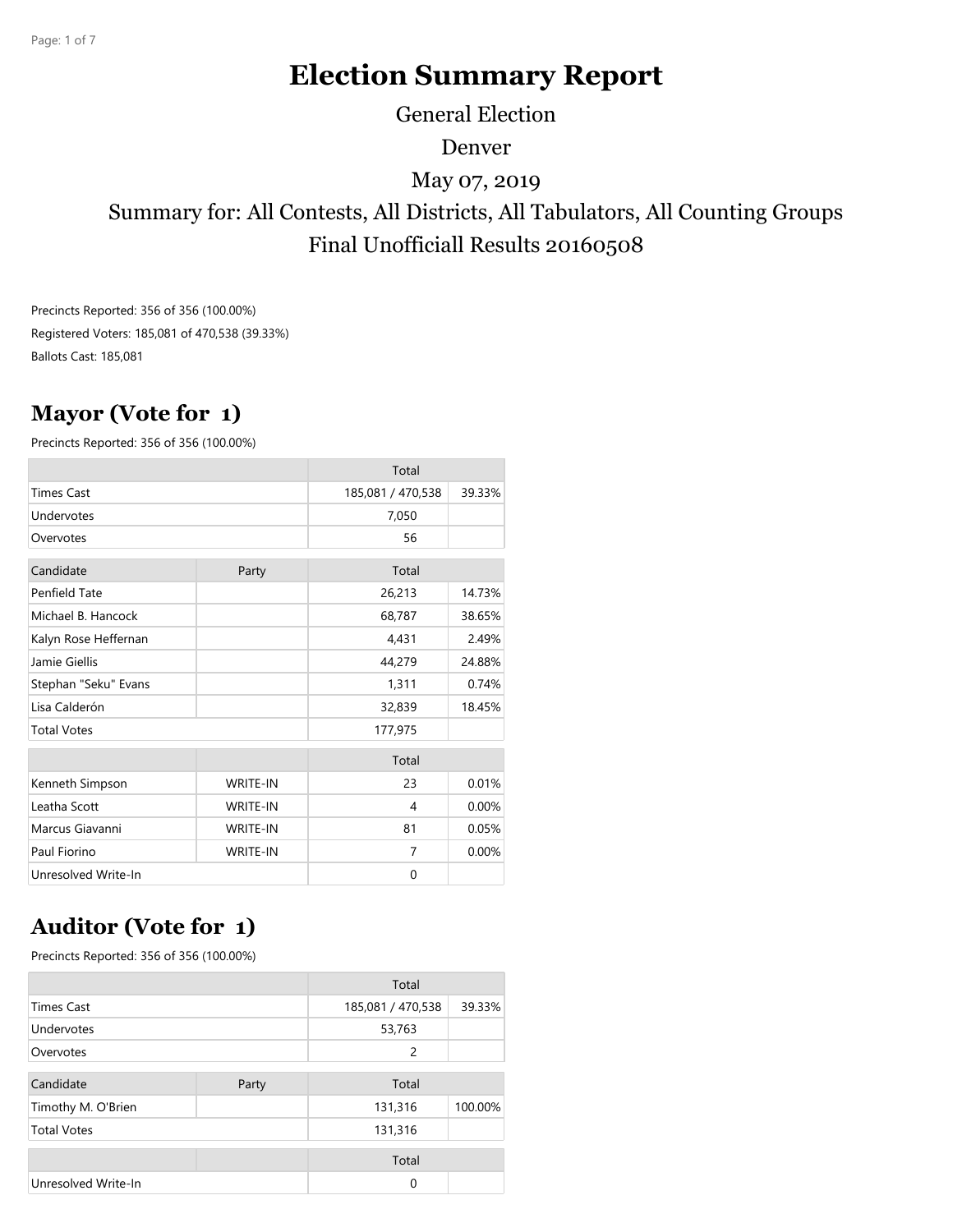# Election Summary Report

General Election

Denver

May 07, 2019

Summary for: All Contests, All Districts, All Tabulators, All Counting Groups

Final Unofficiall Results 20160508

Precincts Reported: 356 of 356 (100.00%)

Registered Voters: 185,081 of 470,538 (39.33%)

Ballots Cast: 185,081

## Mayor (Vote for 1)

Precincts Reported: 356 of 356 (100.00%)

| | | Total | |
|---|---|---|---|
| Times Cast | | 185,081 / 470,538 | 39.33% |
| Undervotes | | 7,050 | |
| Overvotes | | 56 | |

| Candidate | Party | Total | |
|---|---|---|---|
| Penfield Tate | | 26,213 | 14.73% |
| Michael B. Hancock | | 68,787 | 38.65% |
| Kalyn Rose Heffernan | | 4,431 | 2.49% |
| Jamie Giellis | | 44,279 | 24.88% |
| Stephan "Seku" Evans | | 1,311 | 0.74% |
| Lisa Calderón | | 32,839 | 18.45% |
| Total Votes | | 177,975 | |

| | | Total | |
|---|---|---|---|
| Kenneth Simpson | WRITE-IN | 23 | 0.01% |
| Leatha Scott | WRITE-IN | 4 | 0.00% |
| Marcus Giavanni | WRITE-IN | 81 | 0.05% |
| Paul Fiorino | WRITE-IN | 7 | 0.00% |
| Unresolved Write-In | | 0 | |

## Auditor (Vote for 1)

Precincts Reported: 356 of 356 (100.00%)

| | | Total | |
|---|---|---|---|
| Times Cast | | 185,081 / 470,538 | 39.33% |
| Undervotes | | 53,763 | |
| Overvotes | | 2 | |

| Candidate | Party | Total | |
|---|---|---|---|
| Timothy M. O'Brien | | 131,316 | 100.00% |
| Total Votes | | 131,316 | |

| | | Total | |
|---|---|---|---|
| Unresolved Write-In | | 0 | |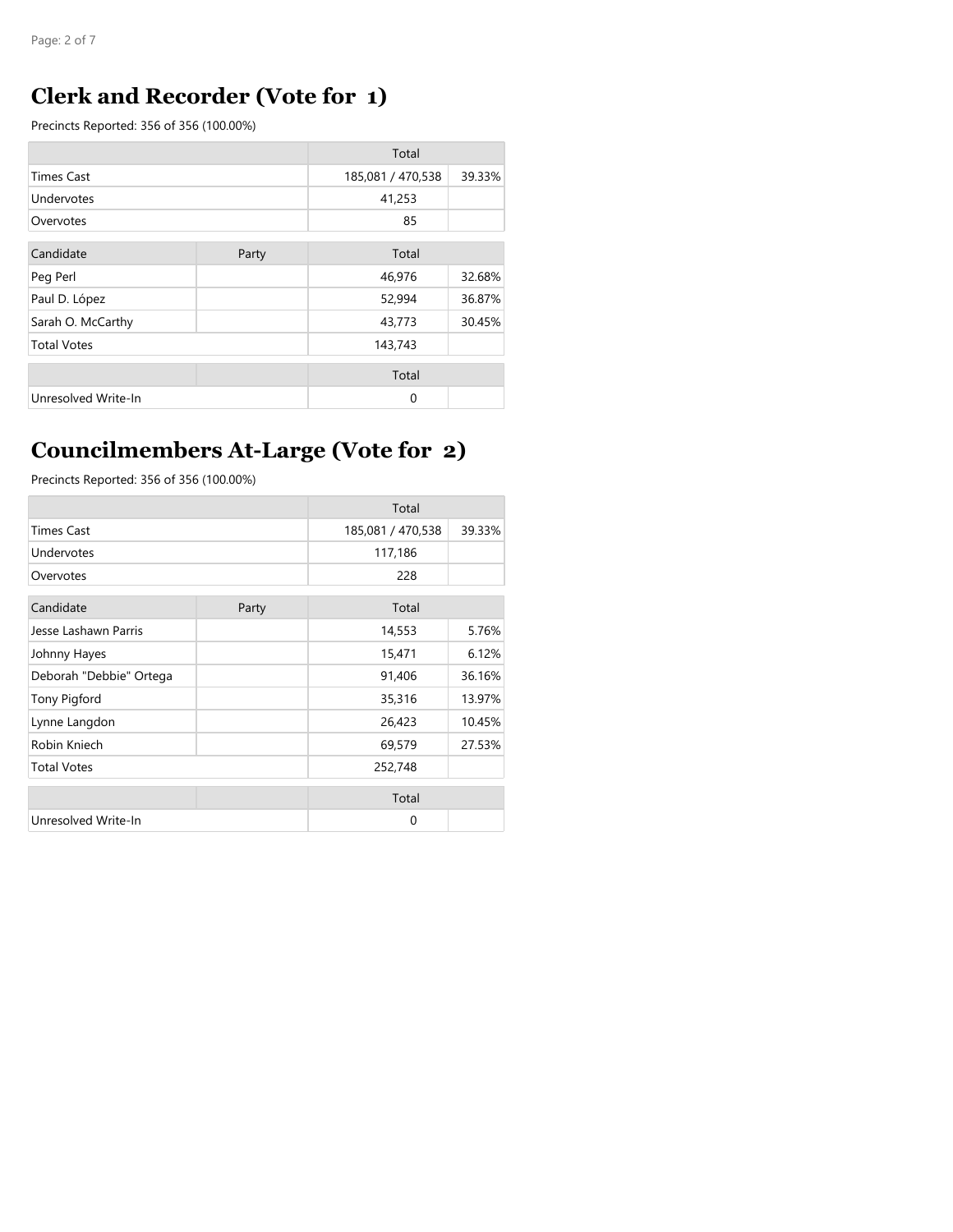## Clerk and Recorder (Vote for 1)

Precincts Reported: 356 of 356 (100.00%)

| | Total | |
|---|---|---|
| Times Cast | 185,081 / 470,538 | 39.33% |
| Undervotes | 41,253 | |
| Overvotes | 85 | |

| Candidate | Party | Total | |
|---|---|---|---|
| Peg Perl | | 46,976 | 32.68% |
| Paul D. López | | 52,994 | 36.87% |
| Sarah O. McCarthy | | 43,773 | 30.45% |
| Total Votes | | 143,743 | |

| | | Total | |
|---|---|---|---|
| Unresolved Write-In | | 0 | |

## Councilmembers At-Large (Vote for 2)

Precincts Reported: 356 of 356 (100.00%)

| | Total | |
|---|---|---|
| Times Cast | 185,081 / 470,538 | 39.33% |
| Undervotes | 117,186 | |
| Overvotes | 228 | |

| Candidate | Party | Total | |
|---|---|---|---|
| Jesse Lashawn Parris | | 14,553 | 5.76% |
| Johnny Hayes | | 15,471 | 6.12% |
| Deborah "Debbie" Ortega | | 91,406 | 36.16% |
| Tony Pigford | | 35,316 | 13.97% |
| Lynne Langdon | | 26,423 | 10.45% |
| Robin Kniech | | 69,579 | 27.53% |
| Total Votes | | 252,748 | |

| | | Total | |
|---|---|---|---|
| Unresolved Write-In | | 0 | |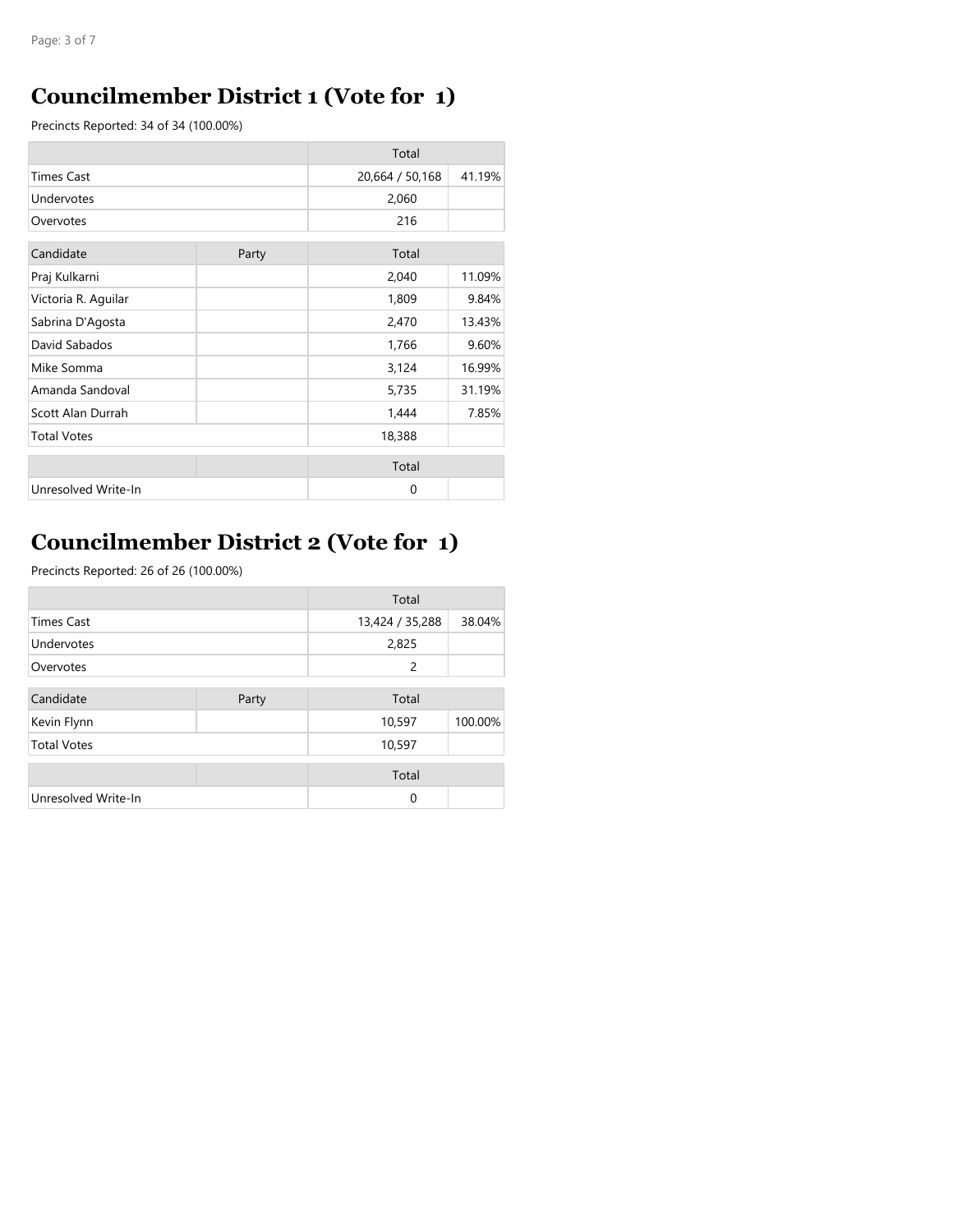## Councilmember District 1 (Vote for 1)

Precincts Reported: 34 of 34 (100.00%)

| | Total | |
|---|---|---|
| Times Cast | 20,664 / 50,168 | 41.19% |
| Undervotes | 2,060 | |
| Overvotes | 216 | |

| Candidate | Party | Total | |
|---|---|---|---|
| Praj Kulkarni | | 2,040 | 11.09% |
| Victoria R. Aguilar | | 1,809 | 9.84% |
| Sabrina D'Agosta | | 2,470 | 13.43% |
| David Sabados | | 1,766 | 9.60% |
| Mike Somma | | 3,124 | 16.99% |
| Amanda Sandoval | | 5,735 | 31.19% |
| Scott Alan Durrah | | 1,444 | 7.85% |
| Total Votes | | 18,388 | |

| | | Total | |
|---|---|---|---|
| Unresolved Write-In | | 0 | |

## Councilmember District 2 (Vote for 1)

Precincts Reported: 26 of 26 (100.00%)

| | Total | |
|---|---|---|
| Times Cast | 13,424 / 35,288 | 38.04% |
| Undervotes | 2,825 | |
| Overvotes | 2 | |

| Candidate | Party | Total | |
|---|---|---|---|
| Kevin Flynn | | 10,597 | 100.00% |
| Total Votes | | 10,597 | |

| | | Total | |
|---|---|---|---|
| Unresolved Write-In | | 0 | |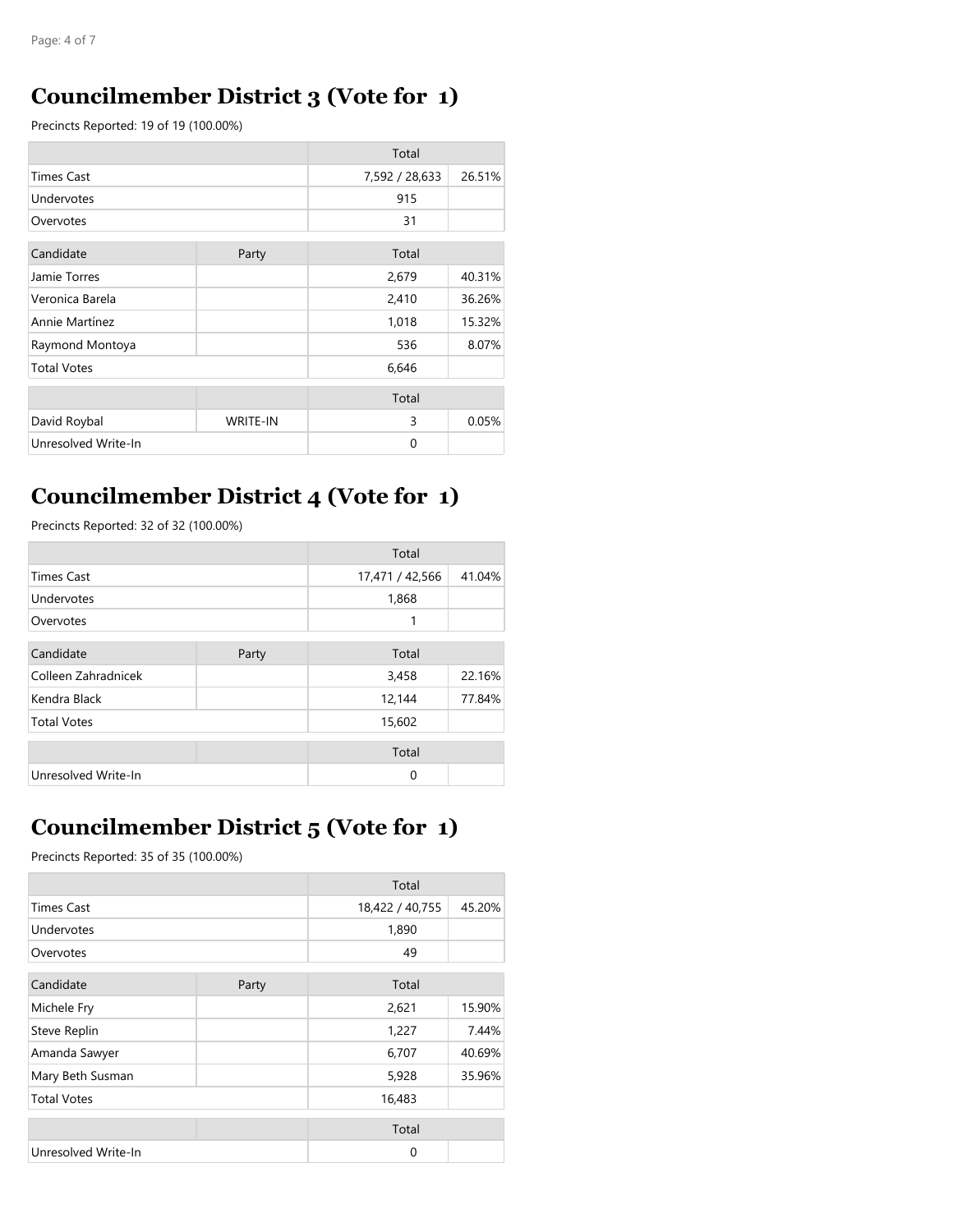## Councilmember District 3 (Vote for 1)

Precincts Reported: 19 of 19 (100.00%)

| | | Total | |
|---|---|---|---|
| Times Cast | | 7,592 / 28,633 | 26.51% |
| Undervotes | | 915 | |
| Overvotes | | 31 | |

| Candidate | Party | Total | |
|---|---|---|---|
| Jamie Torres | | 2,679 | 40.31% |
| Veronica Barela | | 2,410 | 36.26% |
| Annie Martínez | | 1,018 | 15.32% |
| Raymond Montoya | | 536 | 8.07% |
| Total Votes | | 6,646 | |

| | | Total | |
|---|---|---|---|
| David Roybal | WRITE-IN | 3 | 0.05% |
| Unresolved Write-In | | 0 | |

## Councilmember District 4 (Vote for 1)

Precincts Reported: 32 of 32 (100.00%)

| | | Total | |
|---|---|---|---|
| Times Cast | | 17,471 / 42,566 | 41.04% |
| Undervotes | | 1,868 | |
| Overvotes | | 1 | |

| Candidate | Party | Total | |
|---|---|---|---|
| Colleen Zahradnicek | | 3,458 | 22.16% |
| Kendra Black | | 12,144 | 77.84% |
| Total Votes | | 15,602 | |

| | | Total | |
|---|---|---|---|
| Unresolved Write-In | | 0 | |

## Councilmember District 5 (Vote for 1)

Precincts Reported: 35 of 35 (100.00%)

| | | Total | |
|---|---|---|---|
| Times Cast | | 18,422 / 40,755 | 45.20% |
| Undervotes | | 1,890 | |
| Overvotes | | 49 | |

| Candidate | Party | Total | |
|---|---|---|---|
| Michele Fry | | 2,621 | 15.90% |
| Steve Replin | | 1,227 | 7.44% |
| Amanda Sawyer | | 6,707 | 40.69% |
| Mary Beth Susman | | 5,928 | 35.96% |
| Total Votes | | 16,483 | |

| | | Total | |
|---|---|---|---|
| Unresolved Write-In | | 0 | |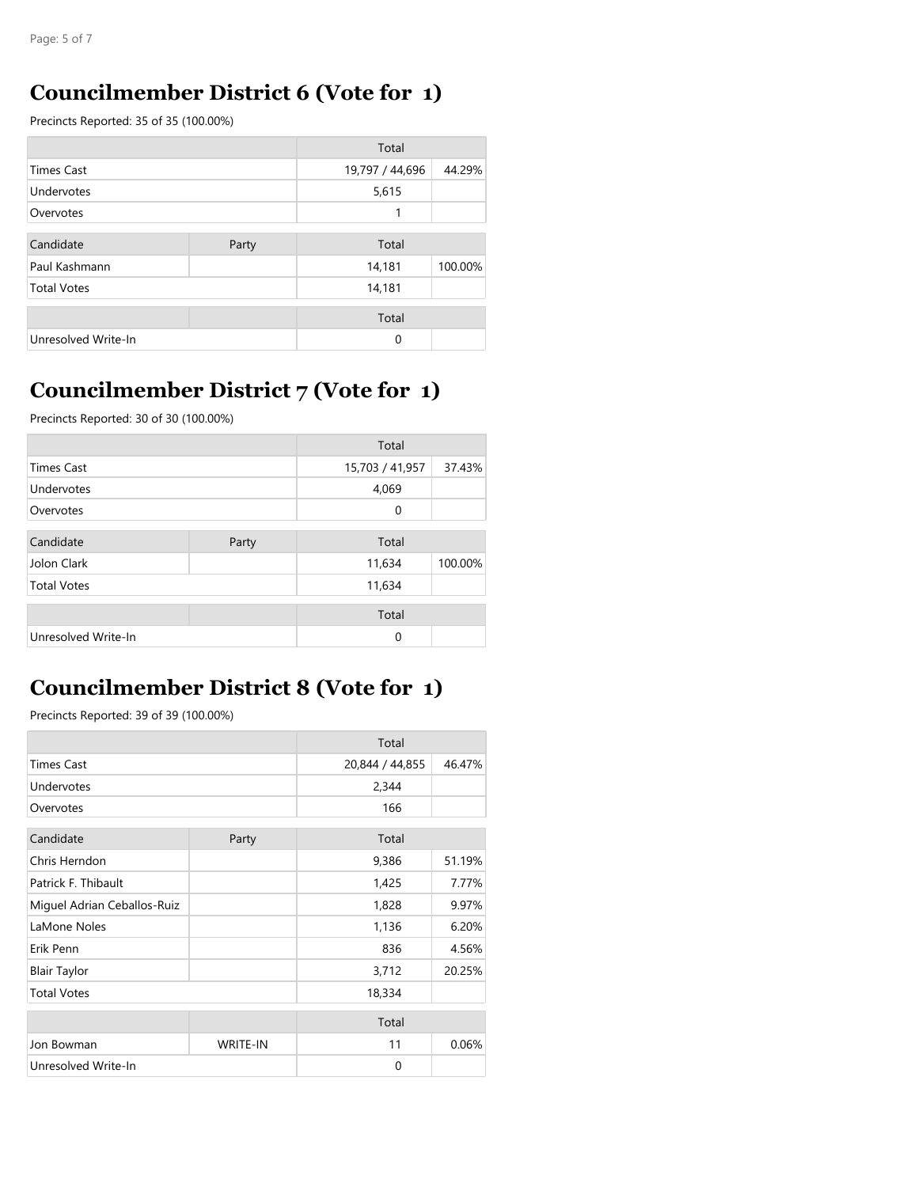## Councilmember District 6 (Vote for 1)

Precincts Reported: 35 of 35 (100.00%)

| | | Total | |
|---|---|---|---|
| Times Cast | | 19,797 / 44,696 | 44.29% |
| Undervotes | | 5,615 | |
| Overvotes | | 1 | |

| Candidate | Party | Total | |
|---|---|---|---|
| Paul Kashmann | | 14,181 | 100.00% |
| Total Votes | | 14,181 | |

| | | Total | |
|---|---|---|---|
| Unresolved Write-In | | 0 | |

## Councilmember District 7 (Vote for 1)

Precincts Reported: 30 of 30 (100.00%)

| | | Total | |
|---|---|---|---|
| Times Cast | | 15,703 / 41,957 | 37.43% |
| Undervotes | | 4,069 | |
| Overvotes | | 0 | |

| Candidate | Party | Total | |
|---|---|---|---|
| Jolon Clark | | 11,634 | 100.00% |
| Total Votes | | 11,634 | |

| | | Total | |
|---|---|---|---|
| Unresolved Write-In | | 0 | |

## Councilmember District 8 (Vote for 1)

Precincts Reported: 39 of 39 (100.00%)

| | | Total | |
|---|---|---|---|
| Times Cast | | 20,844 / 44,855 | 46.47% |
| Undervotes | | 2,344 | |
| Overvotes | | 166 | |

| Candidate | Party | Total | |
|---|---|---|---|
| Chris Herndon | | 9,386 | 51.19% |
| Patrick F. Thibault | | 1,425 | 7.77% |
| Miguel Adrian Ceballos-Ruiz | | 1,828 | 9.97% |
| LaMone Noles | | 1,136 | 6.20% |
| Erik Penn | | 836 | 4.56% |
| Blair Taylor | | 3,712 | 20.25% |
| Total Votes | | 18,334 | |

| | | Total | |
|---|---|---|---|
| Jon Bowman | WRITE-IN | 11 | 0.06% |
| Unresolved Write-In | | 0 | |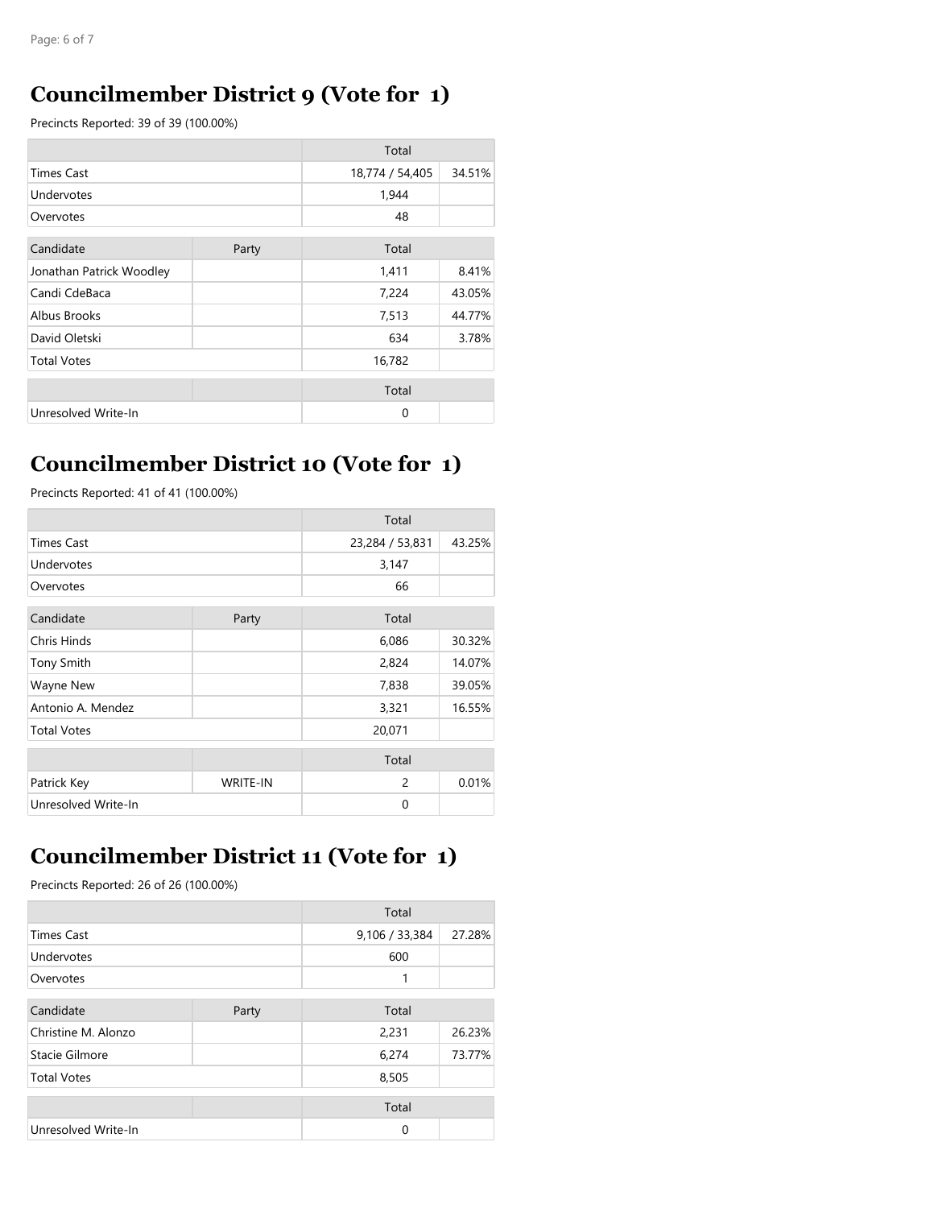## Councilmember District 9 (Vote for 1)

Precincts Reported: 39 of 39 (100.00%)

| | Total | |
|---|---|---|
| Times Cast | 18,774 / 54,405 | 34.51% |
| Undervotes | 1,944 | |
| Overvotes | 48 | |

| Candidate | Party | Total | |
|---|---|---|---|
| Jonathan Patrick Woodley | | 1,411 | 8.41% |
| Candi CdeBaca | | 7,224 | 43.05% |
| Albus Brooks | | 7,513 | 44.77% |
| David Oletski | | 634 | 3.78% |
| Total Votes | | 16,782 | |

| | | Total | |
|---|---|---|---|
| Unresolved Write-In | | 0 | |

## Councilmember District 10 (Vote for 1)

Precincts Reported: 41 of 41 (100.00%)

| | Total | |
|---|---|---|
| Times Cast | 23,284 / 53,831 | 43.25% |
| Undervotes | 3,147 | |
| Overvotes | 66 | |

| Candidate | Party | Total | |
|---|---|---|---|
| Chris Hinds | | 6,086 | 30.32% |
| Tony Smith | | 2,824 | 14.07% |
| Wayne New | | 7,838 | 39.05% |
| Antonio A. Mendez | | 3,321 | 16.55% |
| Total Votes | | 20,071 | |

| | | Total | |
|---|---|---|---|
| Patrick Key | WRITE-IN | 2 | 0.01% |
| Unresolved Write-In | | 0 | |

## Councilmember District 11 (Vote for 1)

Precincts Reported: 26 of 26 (100.00%)

| | Total | |
|---|---|---|
| Times Cast | 9,106 / 33,384 | 27.28% |
| Undervotes | 600 | |
| Overvotes | 1 | |

| Candidate | Party | Total | |
|---|---|---|---|
| Christine M. Alonzo | | 2,231 | 26.23% |
| Stacie Gilmore | | 6,274 | 73.77% |
| Total Votes | | 8,505 | |

| | | Total | |
|---|---|---|---|
| Unresolved Write-In | | 0 | |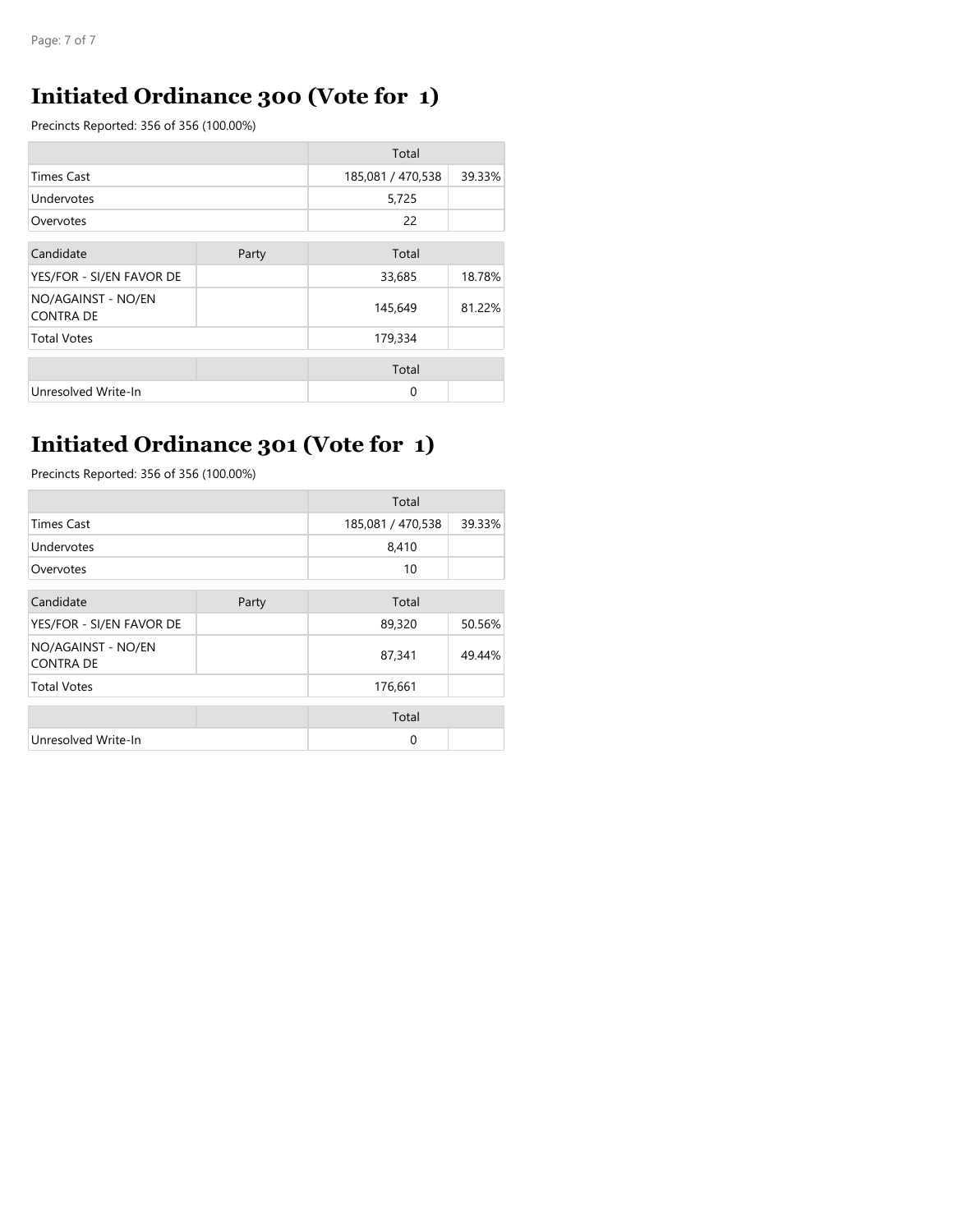## Initiated Ordinance 300 (Vote for 1)

Precincts Reported: 356 of 356 (100.00%)

| | Total | |
|---|---|---|
| Times Cast | 185,081 / 470,538 | 39.33% |
| Undervotes | 5,725 | |
| Overvotes | 22 | |

| Candidate | Party | Total | |
|---|---|---|---|
| YES/FOR - SI/EN FAVOR DE | | 33,685 | 18.78% |
| NO/AGAINST - NO/EN CONTRA DE | | 145,649 | 81.22% |
| Total Votes | | 179,334 | |

| | | Total | |
|---|---|---|---|
| Unresolved Write-In | | 0 | |

## Initiated Ordinance 301 (Vote for 1)

Precincts Reported: 356 of 356 (100.00%)

| | Total | |
|---|---|---|
| Times Cast | 185,081 / 470,538 | 39.33% |
| Undervotes | 8,410 | |
| Overvotes | 10 | |

| Candidate | Party | Total | |
|---|---|---|---|
| YES/FOR - SI/EN FAVOR DE | | 89,320 | 50.56% |
| NO/AGAINST - NO/EN CONTRA DE | | 87,341 | 49.44% |
| Total Votes | | 176,661 | |

| | | Total | |
|---|---|---|---|
| Unresolved Write-In | | 0 | |